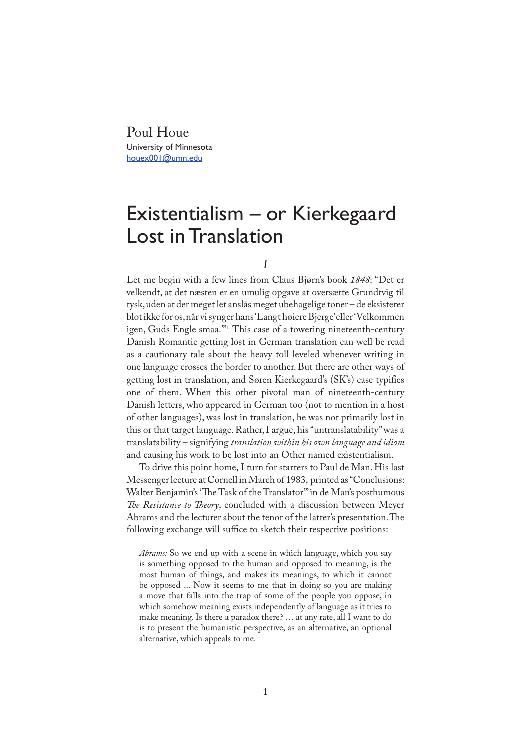Poul Houe
University of Minnesota
houex001@umn.edu

# Existentialism – or Kierkegaard Lost in Translation

## I

Let me begin with a few lines from Claus Bjørn's book *1848*: "Det er velkendt, at det næsten er en umulig opgave at oversætte Grundtvig til tysk, uden at der meget let anslås meget ubehagelige toner – de eksisterer blot ikke for os, når vi synger hans 'Langt høiere Bjerge' eller 'Velkommen igen, Guds Engle smaa.'"[1] This case of a towering nineteenth-century Danish Romantic getting lost in German translation can well be read as a cautionary tale about the heavy toll leveled whenever writing in one language crosses the border to another. But there are other ways of getting lost in translation, and Søren Kierkegaard's (SK's) case typifies one of them. When this other pivotal man of nineteenth-century Danish letters, who appeared in German too (not to mention in a host of other languages), was lost in translation, he was not primarily lost in this or that target language. Rather, I argue, his "untranslatability" was a translatability – signifying *translation within his own language and idiom* and causing his work to be lost into an Other named existentialism.

To drive this point home, I turn for starters to Paul de Man. His last Messenger lecture at Cornell in March of 1983, printed as "Conclusions: Walter Benjamin's 'The Task of the Translator'" in de Man's posthumous *The Resistance to Theory*, concluded with a discussion between Meyer Abrams and the lecturer about the tenor of the latter's presentation. The following exchange will suffice to sketch their respective positions:

> *Abrams:* So we end up with a scene in which language, which you say is something opposed to the human and opposed to meaning, is the most human of things, and makes its meanings, to which it cannot be opposed ... Now it seems to me that in doing so you are making a move that falls into the trap of some of the people you oppose, in which somehow meaning exists independently of language as it tries to make meaning. Is there a paradox there? … at any rate, all I want to do is to present the humanistic perspective, as an alternative, an optional alternative, which appeals to me.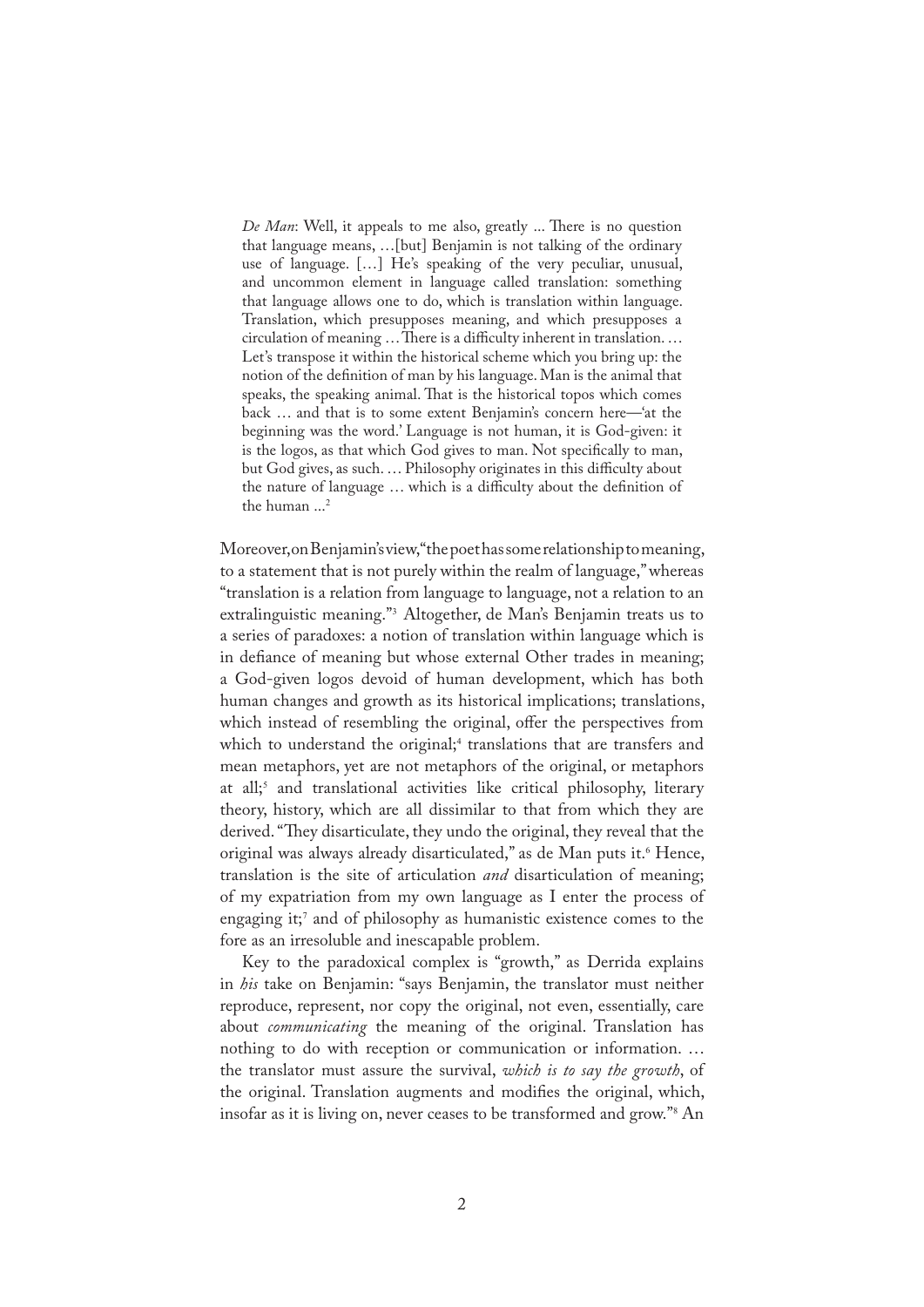> *De Man*: Well, it appeals to me also, greatly ... There is no question that language means, …[but] Benjamin is not talking of the ordinary use of language. […] He's speaking of the very peculiar, unusual, and uncommon element in language called translation: something that language allows one to do, which is translation within language. Translation, which presupposes meaning, and which presupposes a circulation of meaning … There is a difficulty inherent in translation. … Let's transpose it within the historical scheme which you bring up: the notion of the definition of man by his language. Man is the animal that speaks, the speaking animal. That is the historical topos which comes back … and that is to some extent Benjamin's concern here—'at the beginning was the word.' Language is not human, it is God-given: it is the logos, as that which God gives to man. Not specifically to man, but God gives, as such. … Philosophy originates in this difficulty about the nature of language … which is a difficulty about the definition of the human ...[2]

Moreover, on Benjamin's view, "the poet has some relationship to meaning, to a statement that is not purely within the realm of language," whereas "translation is a relation from language to language, not a relation to an extralinguistic meaning."[3] Altogether, de Man's Benjamin treats us to a series of paradoxes: a notion of translation within language which is in defiance of meaning but whose external Other trades in meaning; a God-given logos devoid of human development, which has both human changes and growth as its historical implications; translations, which instead of resembling the original, offer the perspectives from which to understand the original;[4] translations that are transfers and mean metaphors, yet are not metaphors of the original, or metaphors at all;[5] and translational activities like critical philosophy, literary theory, history, which are all dissimilar to that from which they are derived. "They disarticulate, they undo the original, they reveal that the original was always already disarticulated," as de Man puts it.[6] Hence, translation is the site of articulation *and* disarticulation of meaning; of my expatriation from my own language as I enter the process of engaging it;[7] and of philosophy as humanistic existence comes to the fore as an irresoluble and inescapable problem.

Key to the paradoxical complex is "growth," as Derrida explains in *his* take on Benjamin: "says Benjamin, the translator must neither reproduce, represent, nor copy the original, not even, essentially, care about *communicating* the meaning of the original. Translation has nothing to do with reception or communication or information. … the translator must assure the survival, *which is to say the growth*, of the original. Translation augments and modifies the original, which, insofar as it is living on, never ceases to be transformed and grow."[8] An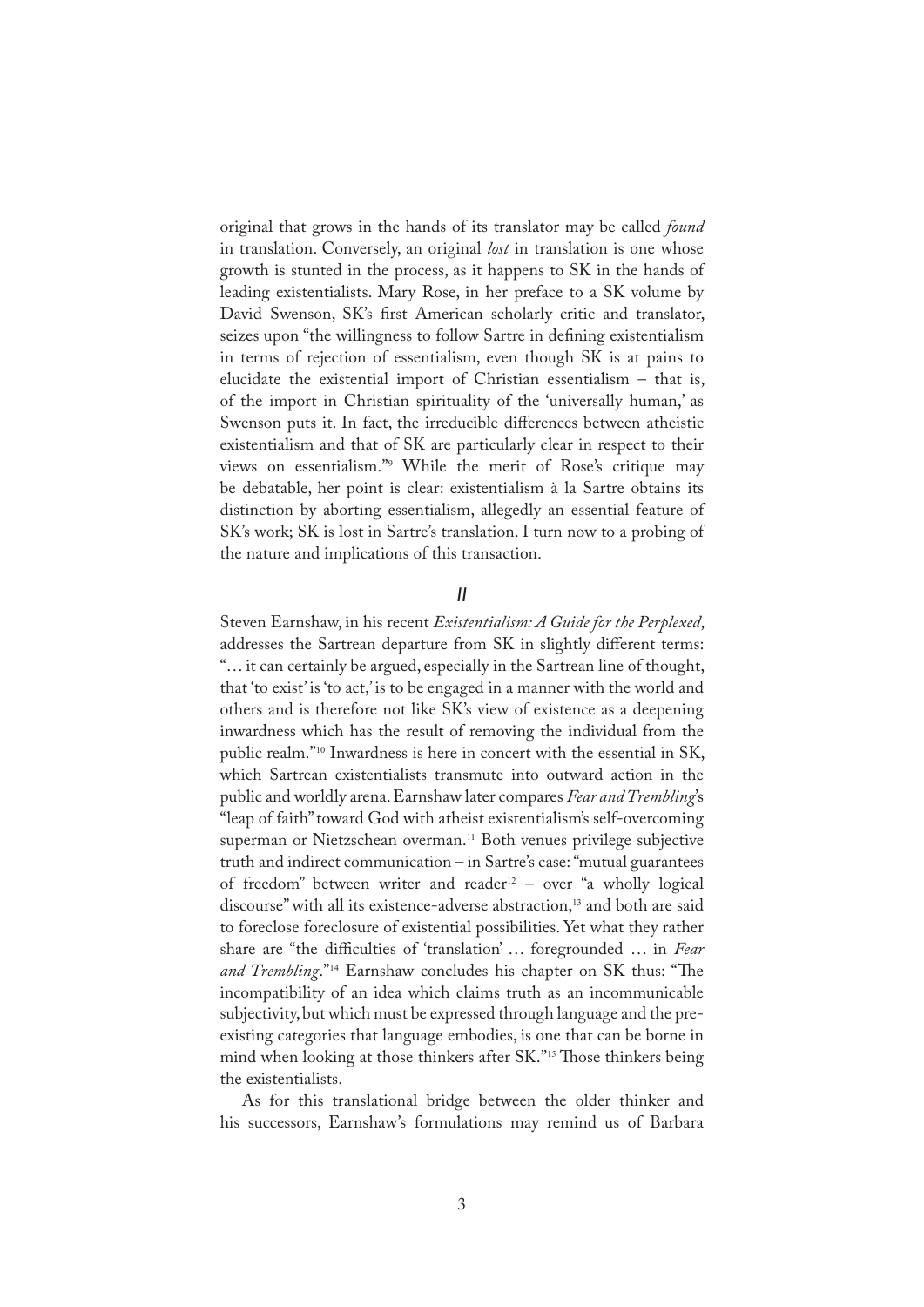original that grows in the hands of its translator may be called *found* in translation. Conversely, an original *lost* in translation is one whose growth is stunted in the process, as it happens to SK in the hands of leading existentialists. Mary Rose, in her preface to a SK volume by David Swenson, SK's first American scholarly critic and translator, seizes upon "the willingness to follow Sartre in defining existentialism in terms of rejection of essentialism, even though SK is at pains to elucidate the existential import of Christian essentialism – that is, of the import in Christian spirituality of the 'universally human,' as Swenson puts it. In fact, the irreducible differences between atheistic existentialism and that of SK are particularly clear in respect to their views on essentialism."[9] While the merit of Rose's critique may be debatable, her point is clear: existentialism à la Sartre obtains its distinction by aborting essentialism, allegedly an essential feature of SK's work; SK is lost in Sartre's translation. I turn now to a probing of the nature and implications of this transaction.

## *II*

Steven Earnshaw, in his recent *Existentialism: A Guide for the Perplexed*, addresses the Sartrean departure from SK in slightly different terms: "… it can certainly be argued, especially in the Sartrean line of thought, that 'to exist' is 'to act,' is to be engaged in a manner with the world and others and is therefore not like SK's view of existence as a deepening inwardness which has the result of removing the individual from the public realm."[10] Inwardness is here in concert with the essential in SK, which Sartrean existentialists transmute into outward action in the public and worldly arena. Earnshaw later compares *Fear and Trembling*'s "leap of faith" toward God with atheist existentialism's self-overcoming superman or Nietzschean overman.[11] Both venues privilege subjective truth and indirect communication – in Sartre's case: "mutual guarantees of freedom" between writer and reader[12] – over "a wholly logical discourse" with all its existence-adverse abstraction,[13] and both are said to foreclose foreclosure of existential possibilities. Yet what they rather share are "the difficulties of 'translation' … foregrounded … in *Fear and Trembling*."[14] Earnshaw concludes his chapter on SK thus: "The incompatibility of an idea which claims truth as an incommunicable subjectivity, but which must be expressed through language and the pre-existing categories that language embodies, is one that can be borne in mind when looking at those thinkers after SK."[15] Those thinkers being the existentialists.

As for this translational bridge between the older thinker and his successors, Earnshaw's formulations may remind us of Barbara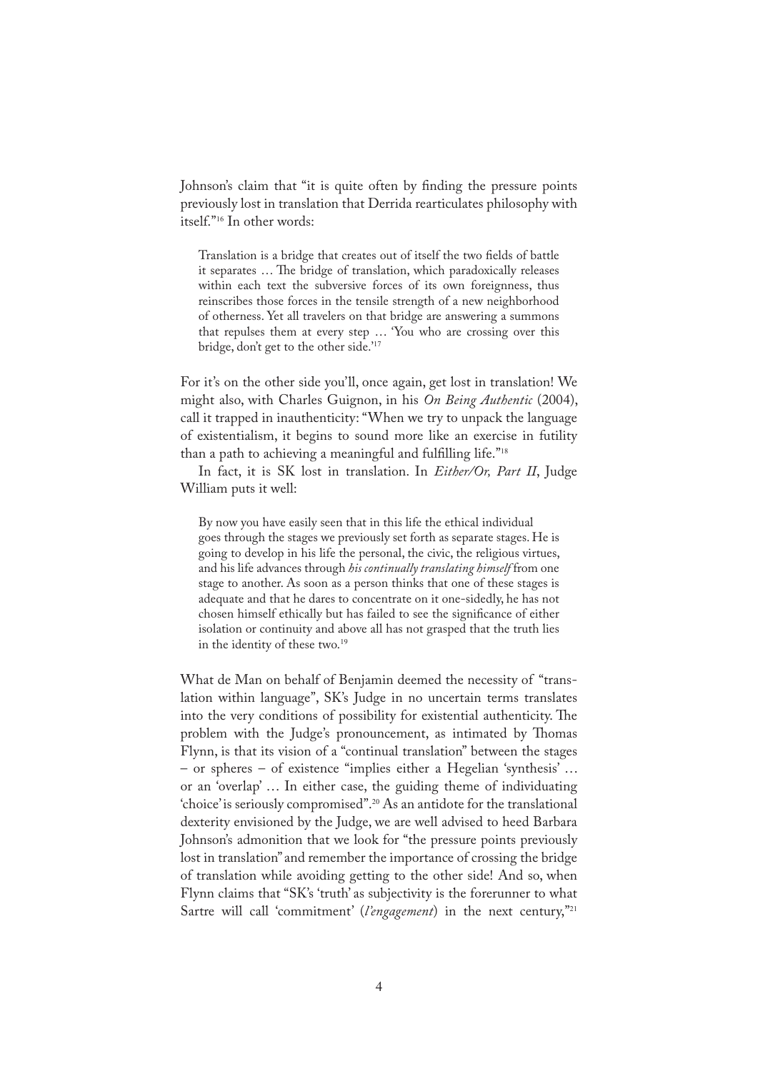Johnson's claim that "it is quite often by finding the pressure points previously lost in translation that Derrida rearticulates philosophy with itself."[16] In other words:

> Translation is a bridge that creates out of itself the two fields of battle it separates … The bridge of translation, which paradoxically releases within each text the subversive forces of its own foreignness, thus reinscribes those forces in the tensile strength of a new neighborhood of otherness. Yet all travelers on that bridge are answering a summons that repulses them at every step … 'You who are crossing over this bridge, don't get to the other side.'[17]

For it's on the other side you'll, once again, get lost in translation! We might also, with Charles Guignon, in his *On Being Authentic* (2004), call it trapped in inauthenticity: "When we try to unpack the language of existentialism, it begins to sound more like an exercise in futility than a path to achieving a meaningful and fulfilling life."[18]

In fact, it is SK lost in translation. In *Either/Or, Part II*, Judge William puts it well:

> By now you have easily seen that in this life the ethical individual goes through the stages we previously set forth as separate stages. He is going to develop in his life the personal, the civic, the religious virtues, and his life advances through *his continually translating himself* from one stage to another. As soon as a person thinks that one of these stages is adequate and that he dares to concentrate on it one-sidedly, he has not chosen himself ethically but has failed to see the significance of either isolation or continuity and above all has not grasped that the truth lies in the identity of these two.[19]

What de Man on behalf of Benjamin deemed the necessity of "translation within language", SK's Judge in no uncertain terms translates into the very conditions of possibility for existential authenticity. The problem with the Judge's pronouncement, as intimated by Thomas Flynn, is that its vision of a "continual translation" between the stages – or spheres – of existence "implies either a Hegelian 'synthesis' … or an 'overlap' … In either case, the guiding theme of individuating 'choice' is seriously compromised".[20] As an antidote for the translational dexterity envisioned by the Judge, we are well advised to heed Barbara Johnson's admonition that we look for "the pressure points previously lost in translation" and remember the importance of crossing the bridge of translation while avoiding getting to the other side! And so, when Flynn claims that "SK's 'truth' as subjectivity is the forerunner to what Sartre will call 'commitment' (*l'engagement*) in the next century,"[21]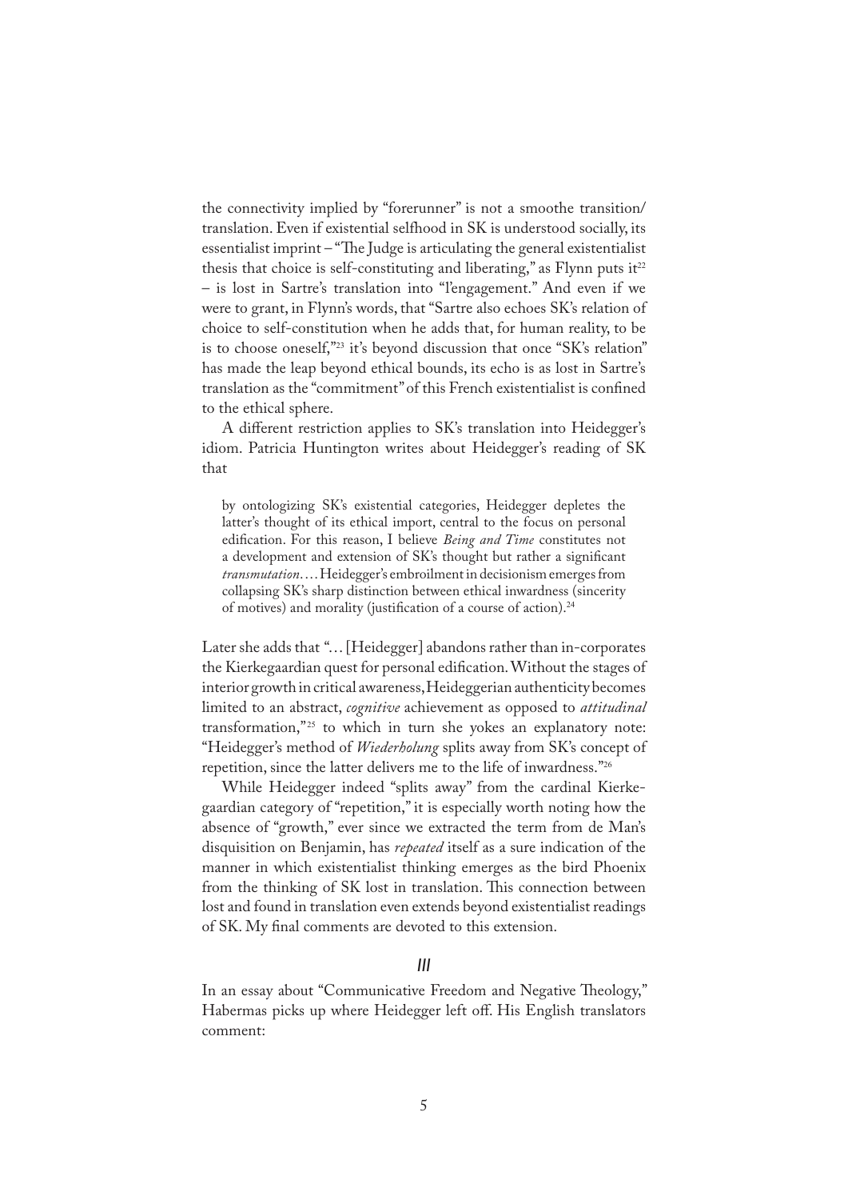the connectivity implied by "forerunner" is not a smoothe transition/translation. Even if existential selfhood in SK is understood socially, its essentialist imprint – "The Judge is articulating the general existentialist thesis that choice is self-constituting and liberating," as Flynn puts it[22] – is lost in Sartre's translation into "l'engagement." And even if we were to grant, in Flynn's words, that "Sartre also echoes SK's relation of choice to self-constitution when he adds that, for human reality, to be is to choose oneself,"[23] it's beyond discussion that once "SK's relation" has made the leap beyond ethical bounds, its echo is as lost in Sartre's translation as the "commitment" of this French existentialist is confined to the ethical sphere.

A different restriction applies to SK's translation into Heidegger's idiom. Patricia Huntington writes about Heidegger's reading of SK that

> by ontologizing SK's existential categories, Heidegger depletes the latter's thought of its ethical import, central to the focus on personal edification. For this reason, I believe *Being and Time* constitutes not a development and extension of SK's thought but rather a significant *transmutation*.... Heidegger's embroilment in decisionism emerges from collapsing SK's sharp distinction between ethical inwardness (sincerity of motives) and morality (justification of a course of action).[24]

Later she adds that "... [Heidegger] abandons rather than in-corporates the Kierkegaardian quest for personal edification. Without the stages of interior growth in critical awareness, Heideggerian authenticity becomes limited to an abstract, *cognitive* achievement as opposed to *attitudinal* transformation,"[25] to which in turn she yokes an explanatory note: "Heidegger's method of *Wiederholung* splits away from SK's concept of repetition, since the latter delivers me to the life of inwardness."[26]

While Heidegger indeed "splits away" from the cardinal Kierkegaardian category of "repetition," it is especially worth noting how the absence of "growth," ever since we extracted the term from de Man's disquisition on Benjamin, has *repeated* itself as a sure indication of the manner in which existentialist thinking emerges as the bird Phoenix from the thinking of SK lost in translation. This connection between lost and found in translation even extends beyond existentialist readings of SK. My final comments are devoted to this extension.

## III

In an essay about "Communicative Freedom and Negative Theology," Habermas picks up where Heidegger left off. His English translators comment: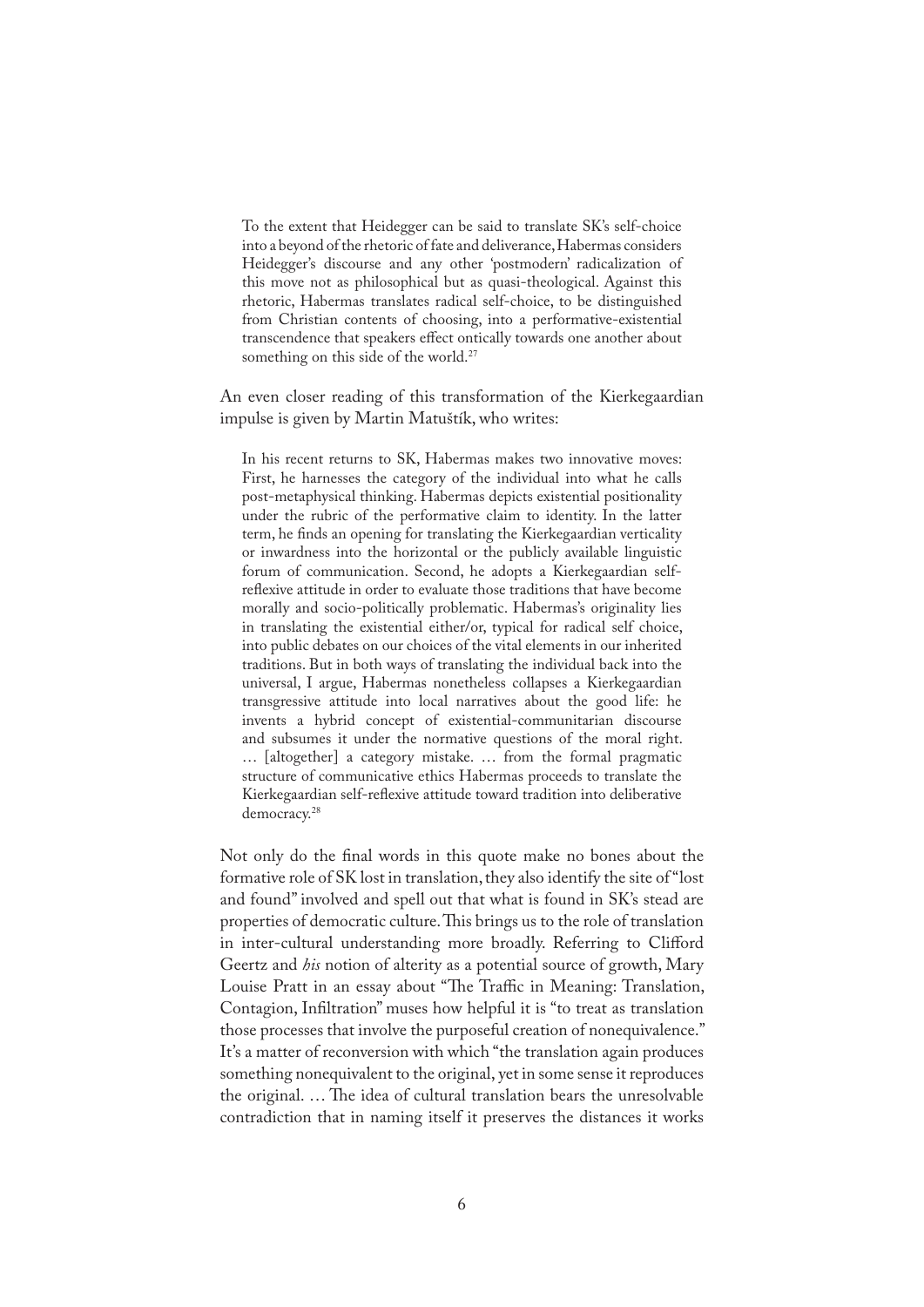> To the extent that Heidegger can be said to translate SK's self-choice into a beyond of the rhetoric of fate and deliverance, Habermas considers Heidegger's discourse and any other 'postmodern' radicalization of this move not as philosophical but as quasi-theological. Against this rhetoric, Habermas translates radical self-choice, to be distinguished from Christian contents of choosing, into a performative-existential transcendence that speakers effect ontically towards one another about something on this side of the world.[27]

An even closer reading of this transformation of the Kierkegaardian impulse is given by Martin Matuštík, who writes:

> In his recent returns to SK, Habermas makes two innovative moves: First, he harnesses the category of the individual into what he calls post-metaphysical thinking. Habermas depicts existential positionality under the rubric of the performative claim to identity. In the latter term, he finds an opening for translating the Kierkegaardian verticality or inwardness into the horizontal or the publicly available linguistic forum of communication. Second, he adopts a Kierkegaardian self-reflexive attitude in order to evaluate those traditions that have become morally and socio-politically problematic. Habermas's originality lies in translating the existential either/or, typical for radical self choice, into public debates on our choices of the vital elements in our inherited traditions. But in both ways of translating the individual back into the universal, I argue, Habermas nonetheless collapses a Kierkegaardian transgressive attitude into local narratives about the good life: he invents a hybrid concept of existential-communitarian discourse and subsumes it under the normative questions of the moral right. … [altogether] a category mistake. … from the formal pragmatic structure of communicative ethics Habermas proceeds to translate the Kierkegaardian self-reflexive attitude toward tradition into deliberative democracy.[28]

Not only do the final words in this quote make no bones about the formative role of SK lost in translation, they also identify the site of "lost and found" involved and spell out that what is found in SK's stead are properties of democratic culture. This brings us to the role of translation in inter-cultural understanding more broadly. Referring to Clifford Geertz and *his* notion of alterity as a potential source of growth, Mary Louise Pratt in an essay about "The Traffic in Meaning: Translation, Contagion, Infiltration" muses how helpful it is "to treat as translation those processes that involve the purposeful creation of nonequivalence." It's a matter of reconversion with which "the translation again produces something nonequivalent to the original, yet in some sense it reproduces the original. … The idea of cultural translation bears the unresolvable contradiction that in naming itself it preserves the distances it works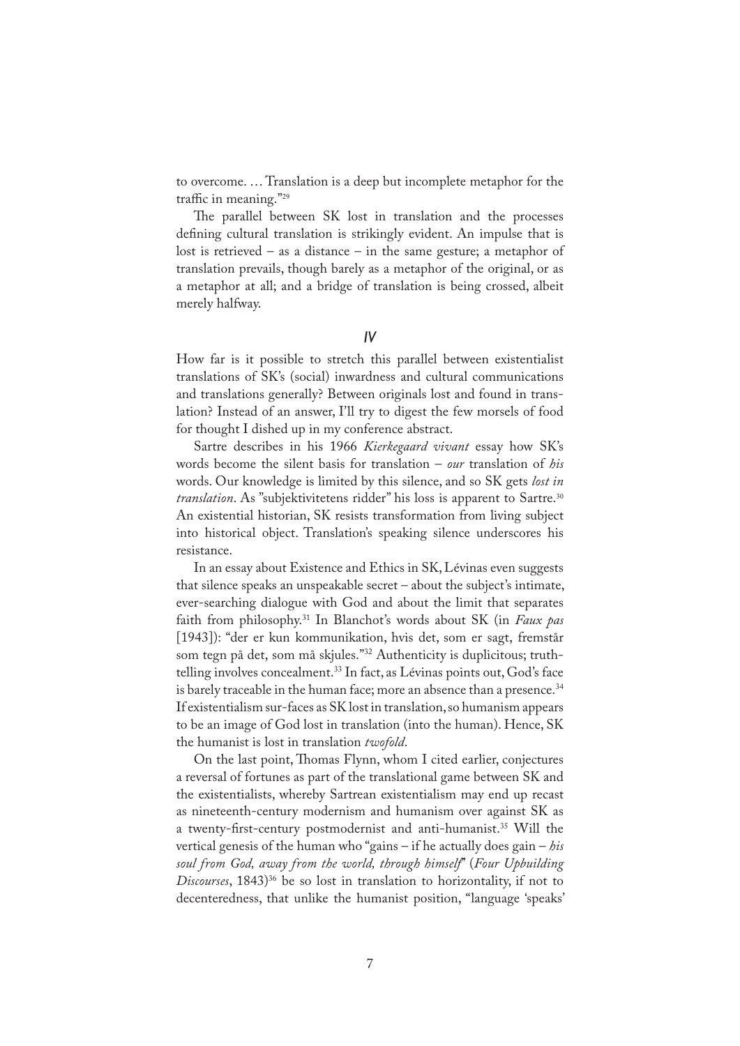to overcome. … Translation is a deep but incomplete metaphor for the traffic in meaning."[29]

The parallel between SK lost in translation and the processes defining cultural translation is strikingly evident. An impulse that is lost is retrieved – as a distance – in the same gesture; a metaphor of translation prevails, though barely as a metaphor of the original, or as a metaphor at all; and a bridge of translation is being crossed, albeit merely halfway.

## *IV*

How far is it possible to stretch this parallel between existentialist translations of SK's (social) inwardness and cultural communications and translations generally? Between originals lost and found in translation? Instead of an answer, I'll try to digest the few morsels of food for thought I dished up in my conference abstract.

Sartre describes in his 1966 *Kierkegaard vivant* essay how SK's words become the silent basis for translation – *our* translation of *his* words. Our knowledge is limited by this silence, and so SK gets *lost in translation*. As "subjektivitetens ridder" his loss is apparent to Sartre.[30] An existential historian, SK resists transformation from living subject into historical object. Translation's speaking silence underscores his resistance.

In an essay about Existence and Ethics in SK, Lévinas even suggests that silence speaks an unspeakable secret – about the subject's intimate, ever-searching dialogue with God and about the limit that separates faith from philosophy.[31] In Blanchot's words about SK (in *Faux pas* [1943]): "der er kun kommunikation, hvis det, som er sagt, fremstår som tegn på det, som må skjules."[32] Authenticity is duplicitous; truth-telling involves concealment.[33] In fact, as Lévinas points out, God's face is barely traceable in the human face; more an absence than a presence.[34] If existentialism sur-faces as SK lost in translation, so humanism appears to be an image of God lost in translation (into the human). Hence, SK the humanist is lost in translation *twofold*.

On the last point, Thomas Flynn, whom I cited earlier, conjectures a reversal of fortunes as part of the translational game between SK and the existentialists, whereby Sartrean existentialism may end up recast as nineteenth-century modernism and humanism over against SK as a twenty-first-century postmodernist and anti-humanist.[35] Will the vertical genesis of the human who "gains – if he actually does gain – *his soul from God, away from the world, through himself*" (*Four Upbuilding Discourses*, 1843)[36] be so lost in translation to horizontality, if not to decenteredness, that unlike the humanist position, "language 'speaks'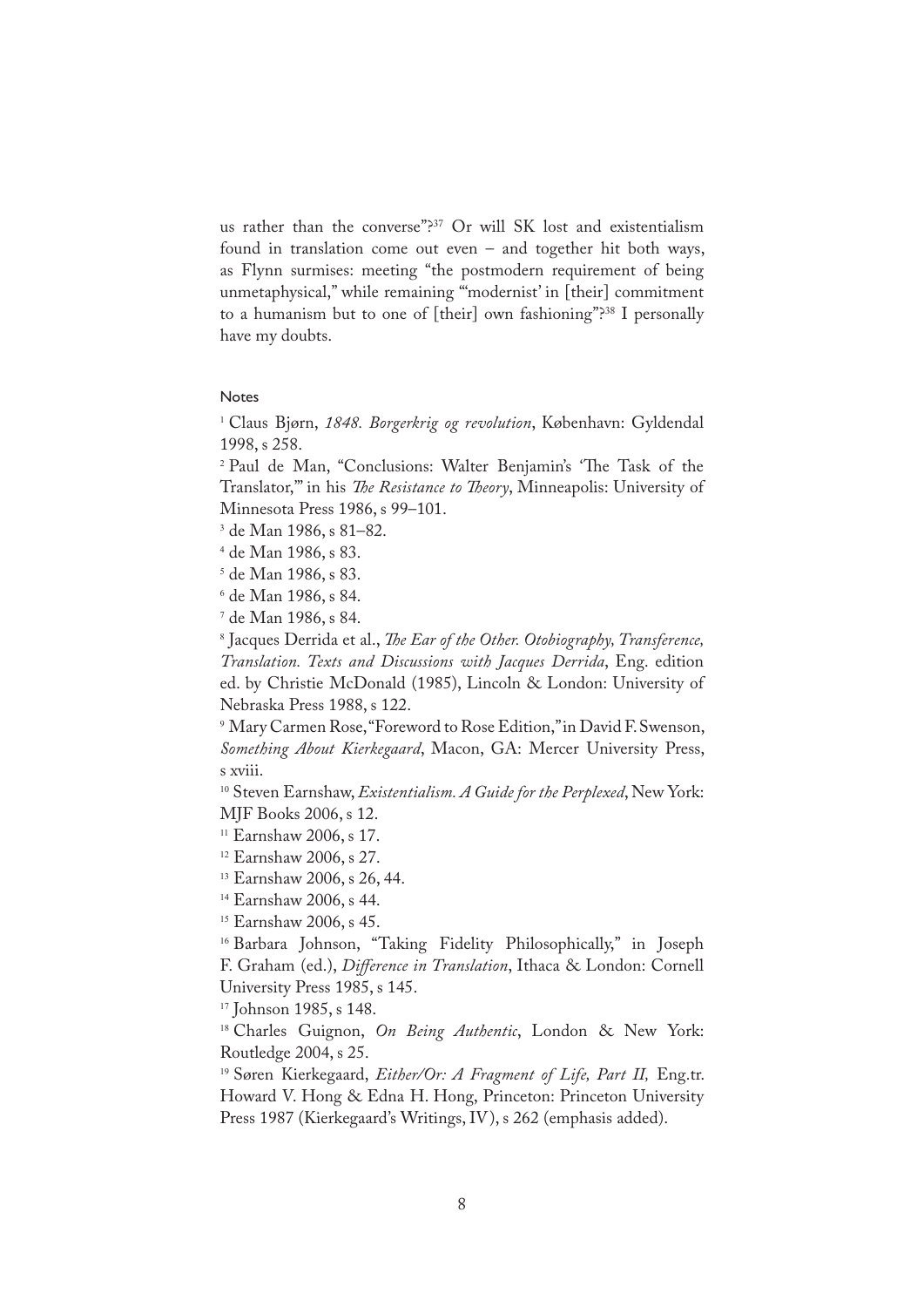us rather than the converse"?[37] Or will SK lost and existentialism found in translation come out even – and together hit both ways, as Flynn surmises: meeting "the postmodern requirement of being unmetaphysical," while remaining "'modernist' in [their] commitment to a humanism but to one of [their] own fashioning"?[38] I personally have my doubts.

### Notes

[1] Claus Bjørn, *1848. Borgerkrig og revolution*, København: Gyldendal 1998, s 258.

[2] Paul de Man, "Conclusions: Walter Benjamin's 'The Task of the Translator,'" in his *The Resistance to Theory*, Minneapolis: University of Minnesota Press 1986, s 99–101.

[3] de Man 1986, s 81–82.

[4] de Man 1986, s 83.

[5] de Man 1986, s 83.

[6] de Man 1986, s 84.

[7] de Man 1986, s 84.

[8] Jacques Derrida et al., *The Ear of the Other. Otobiography, Transference, Translation. Texts and Discussions with Jacques Derrida*, Eng. edition ed. by Christie McDonald (1985), Lincoln & London: University of Nebraska Press 1988, s 122.

[9] Mary Carmen Rose, "Foreword to Rose Edition," in David F. Swenson, *Something About Kierkegaard*, Macon, GA: Mercer University Press, s xviii.

[10] Steven Earnshaw, *Existentialism. A Guide for the Perplexed*, New York: MJF Books 2006, s 12.

[11] Earnshaw 2006, s 17.

[12] Earnshaw 2006, s 27.

[13] Earnshaw 2006, s 26, 44.

[14] Earnshaw 2006, s 44.

[15] Earnshaw 2006, s 45.

[16] Barbara Johnson, "Taking Fidelity Philosophically," in Joseph F. Graham (ed.), *Difference in Translation*, Ithaca & London: Cornell University Press 1985, s 145.

[17] Johnson 1985, s 148.

[18] Charles Guignon, *On Being Authentic*, London & New York: Routledge 2004, s 25.

[19] Søren Kierkegaard, *Either/Or: A Fragment of Life, Part II,* Eng.tr. Howard V. Hong & Edna H. Hong, Princeton: Princeton University Press 1987 (Kierkegaard's Writings, IV), s 262 (emphasis added).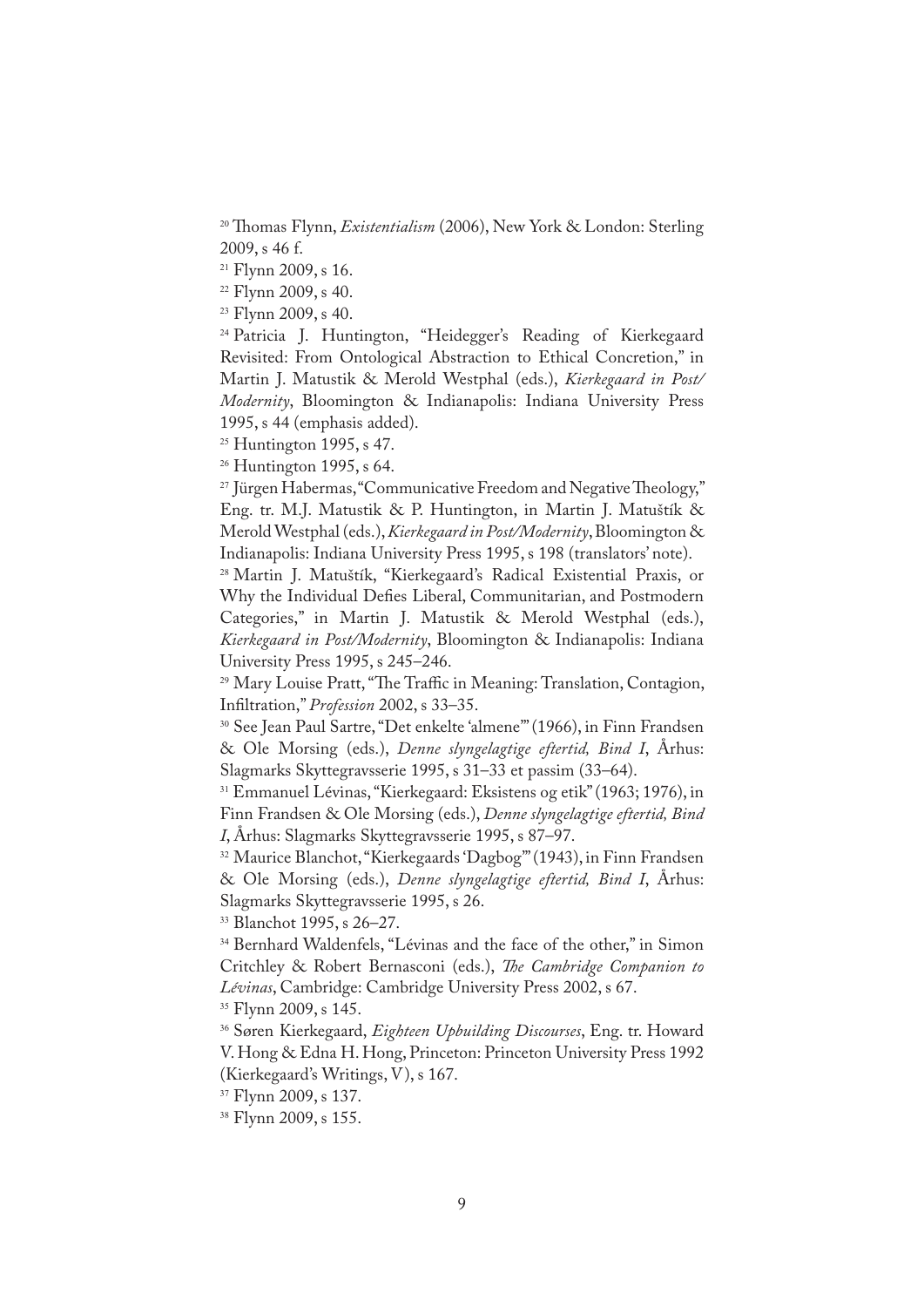[20] Thomas Flynn, *Existentialism* (2006), New York & London: Sterling 2009, s 46 f.

[21] Flynn 2009, s 16.

[22] Flynn 2009, s 40.

[23] Flynn 2009, s 40.

[24] Patricia J. Huntington, "Heidegger's Reading of Kierkegaard Revisited: From Ontological Abstraction to Ethical Concretion," in Martin J. Matustik & Merold Westphal (eds.), *Kierkegaard in Post/Modernity*, Bloomington & Indianapolis: Indiana University Press 1995, s 44 (emphasis added).

[25] Huntington 1995, s 47.

[26] Huntington 1995, s 64.

[27] Jürgen Habermas, "Communicative Freedom and Negative Theology," Eng. tr. M.J. Matustik & P. Huntington, in Martin J. Matuštík & Merold Westphal (eds.), *Kierkegaard in Post/Modernity*, Bloomington & Indianapolis: Indiana University Press 1995, s 198 (translators' note).

[28] Martin J. Matuštík, "Kierkegaard's Radical Existential Praxis, or Why the Individual Defies Liberal, Communitarian, and Postmodern Categories," in Martin J. Matustik & Merold Westphal (eds.), *Kierkegaard in Post/Modernity*, Bloomington & Indianapolis: Indiana University Press 1995, s 245–246.

[29] Mary Louise Pratt, "The Traffic in Meaning: Translation, Contagion, Infiltration," *Profession* 2002, s 33–35.

[30] See Jean Paul Sartre, "Det enkelte 'almene'" (1966), in Finn Frandsen & Ole Morsing (eds.), *Denne slyngelagtige eftertid, Bind I*, Århus: Slagmarks Skyttegravsserie 1995, s 31–33 et passim (33–64).

[31] Emmanuel Lévinas, "Kierkegaard: Eksistens og etik" (1963; 1976), in Finn Frandsen & Ole Morsing (eds.), *Denne slyngelagtige eftertid, Bind I*, Århus: Slagmarks Skyttegravsserie 1995, s 87–97.

[32] Maurice Blanchot, "Kierkegaards 'Dagbog'" (1943), in Finn Frandsen & Ole Morsing (eds.), *Denne slyngelagtige eftertid, Bind I*, Århus: Slagmarks Skyttegravsserie 1995, s 26.

[33] Blanchot 1995, s 26–27.

[34] Bernhard Waldenfels, "Lévinas and the face of the other," in Simon Critchley & Robert Bernasconi (eds.), *The Cambridge Companion to Lévinas*, Cambridge: Cambridge University Press 2002, s 67.

[35] Flynn 2009, s 145.

[36] Søren Kierkegaard, *Eighteen Upbuilding Discourses*, Eng. tr. Howard V. Hong & Edna H. Hong, Princeton: Princeton University Press 1992 (Kierkegaard's Writings, V), s 167.

[37] Flynn 2009, s 137.

[38] Flynn 2009, s 155.